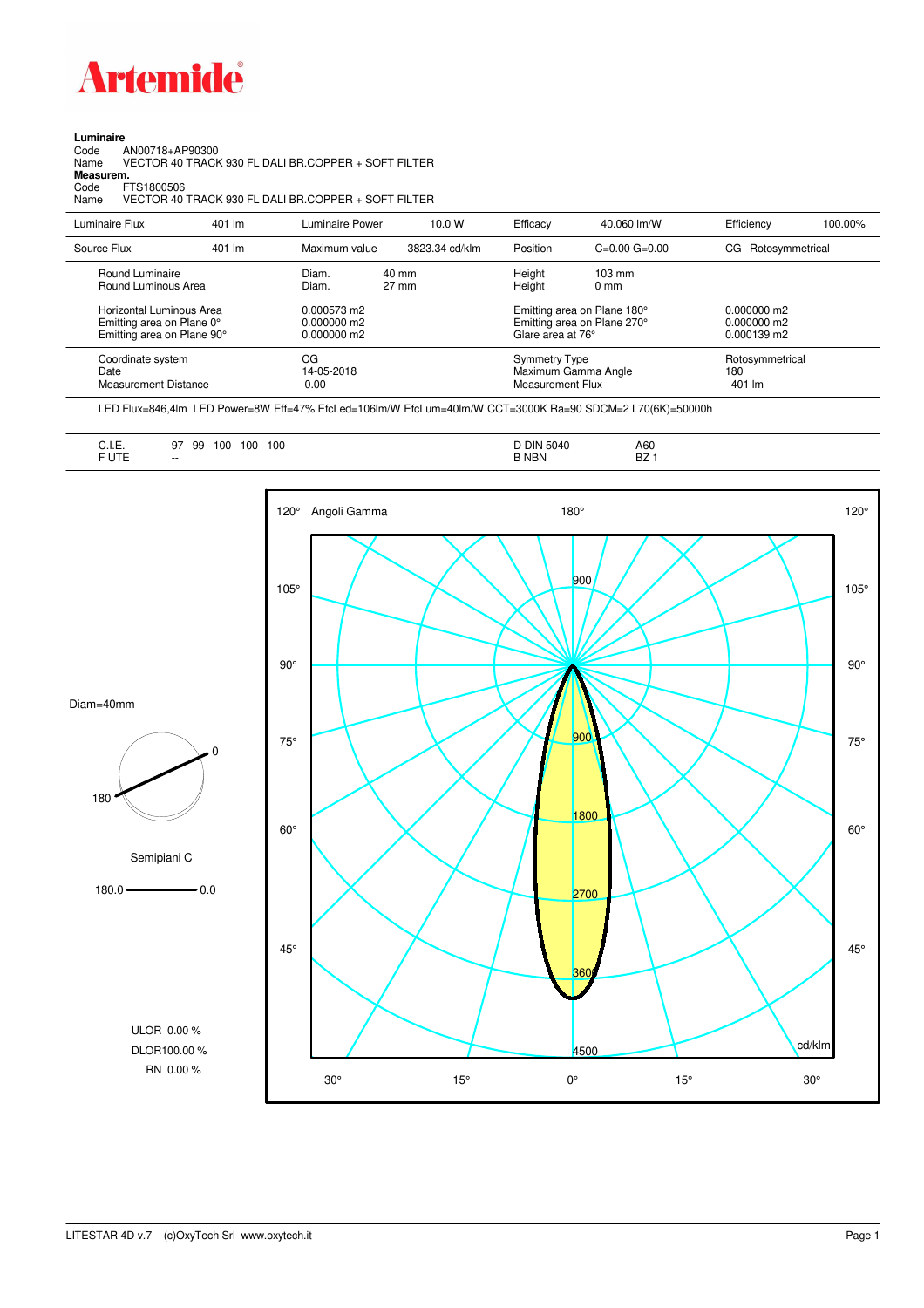**Artemide**

**Luminaire**
Code AN00718+AP90300
Name VECTOR 40 TRACK 930 FL DALI BR.COPPER + SOFT FILTER
**Measurem.**
Code FTS1800506
Name VECTOR 40 TRACK 930 FL DALI BR.COPPER + SOFT FILTER

| Luminaire Flux | 401 lm | Luminaire Power | 10.0 W | Efficacy | 40.060 lm/W | Efficiency | 100.00% |
|---|---|---|---|---|---|---|---|
| Source Flux | 401 lm | Maximum value | 3823.34 cd/klm | Position | C=0.00 G=0.00 | CG Rotosymmetrical | |

| | | | | |
|---|---|---|---|---|
| Round Luminaire | Diam. 40 mm | Height 103 mm | | |
| Round Luminous Area | Diam. 27 mm | Height 0 mm | | |
| Horizontal Luminous Area | 0.000573 m2 | Emitting area on Plane 180° | 0.000000 m2 | |
| Emitting area on Plane 0° | 0.000000 m2 | Emitting area on Plane 270° | 0.000000 m2 | |
| Emitting area on Plane 90° | 0.000000 m2 | Glare area at 76° | 0.000139 m2 | |
| Coordinate system | CG | Symmetry Type | Rotosymmetrical | |
| Date | 14-05-2018 | Maximum Gamma Angle | 180 | |
| Measurement Distance | 0.00 | Measurement Flux | 401 lm | |

LED Flux=846,4lm LED Power=8W Eff=47% EfcLed=106lm/W EfcLum=40lm/W CCT=3000K Ra=90 SDCM=2 L70(6K)=50000h

| | | | |
|---|---|---|---|
| C.I.E. | 97 99 100 100 100 | D DIN 5040 | A60 |
| F UTE | -- | B NBN | BZ 1 |

Diam=40mm

Semipiani C

180.0 — 0.0

ULOR 0.00 %
DLOR 100.00 %
RN 0.00 %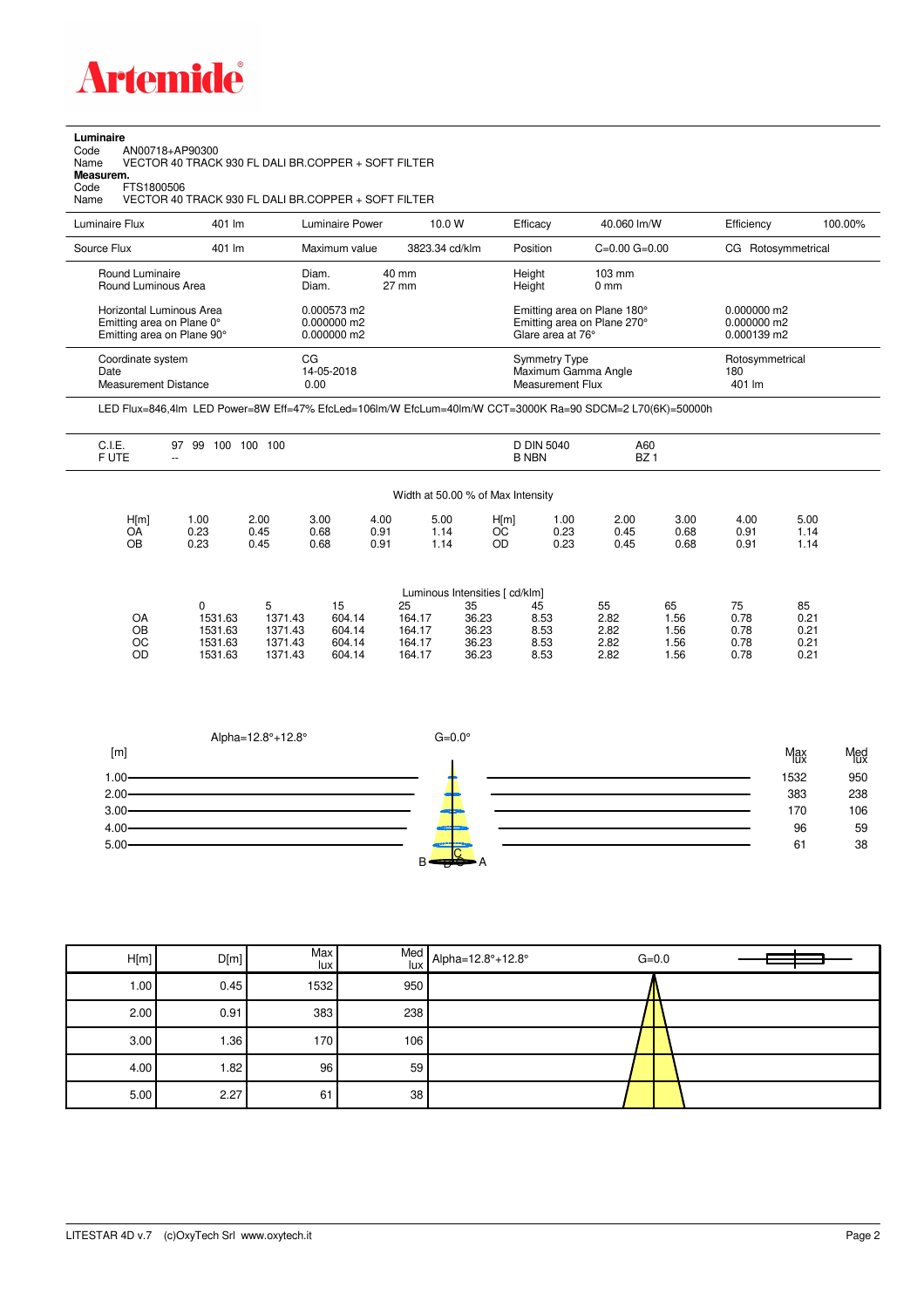Artemide

**Luminaire**
Code AN00718+AP90300
Name VECTOR 40 TRACK 930 FL DALI BR.COPPER + SOFT FILTER
**Measurem.**
Code FTS1800506
Name VECTOR 40 TRACK 930 FL DALI BR.COPPER + SOFT FILTER

| | | | | | | | |
|---|---|---|---|---|---|---|---|
| Luminaire Flux | 401 lm | Luminaire Power | 10.0 W | Efficacy | 40.060 lm/W | Efficiency | 100.00% |
| Source Flux | 401 lm | Maximum value | 3823.34 cd/klm | Position | C=0.00 G=0.00 | CG Rotosymmetrical | |

| | | | | | | |
|---|---|---|---|---|---|---|
| Round Luminaire | Diam. | 40 mm | Height | 103 mm | | |
| Round Luminous Area | Diam. | 27 mm | Height | 0 mm | | |
| Horizontal Luminous Area | 0.000573 m2 | | Emitting area on Plane 180° | | 0.000000 m2 | |
| Emitting area on Plane 0° | 0.000000 m2 | | Emitting area on Plane 270° | | 0.000000 m2 | |
| Emitting area on Plane 90° | 0.000000 m2 | | Glare area at 76° | | 0.000139 m2 | |
| Coordinate system | CG | | Symmetry Type | | Rotosymmetrical | |
| Date | 14-05-2018 | | Maximum Gamma Angle | | 180 | |
| Measurement Distance | 0.00 | | Measurement Flux | | 401 lm | |

LED Flux=846,4lm LED Power=8W Eff=47% EfcLed=106lm/W EfcLum=40lm/W CCT=3000K Ra=90 SDCM=2 L70(6K)=50000h

| | | | |
|---|---|---|---|
| C.I.E. | 97 99 100 100 100 | D DIN 5040 | A60 |
| F UTE | -- | B NBN | BZ 1 |

Width at 50.00 % of Max Intensity

| H[m] | 1.00 | 2.00 | 3.00 | 4.00 | 5.00 | H[m] | 1.00 | 2.00 | 3.00 | 4.00 | 5.00 |
|---|---|---|---|---|---|---|---|---|---|---|---|
| OA | 0.23 | 0.45 | 0.68 | 0.91 | 1.14 | OC | 0.23 | 0.45 | 0.68 | 0.91 | 1.14 |
| OB | 0.23 | 0.45 | 0.68 | 0.91 | 1.14 | OD | 0.23 | 0.45 | 0.68 | 0.91 | 1.14 |

Luminous Intensities [ cd/klm]

| | 0 | 5 | 15 | 25 | 35 | 45 | 55 | 65 | 75 | 85 |
|---|---|---|---|---|---|---|---|---|---|---|
| OA | 1531.63 | 1371.43 | 604.14 | 164.17 | 36.23 | 8.53 | 2.82 | 1.56 | 0.78 | 0.21 |
| OB | 1531.63 | 1371.43 | 604.14 | 164.17 | 36.23 | 8.53 | 2.82 | 1.56 | 0.78 | 0.21 |
| OC | 1531.63 | 1371.43 | 604.14 | 164.17 | 36.23 | 8.53 | 2.82 | 1.56 | 0.78 | 0.21 |
| OD | 1531.63 | 1371.43 | 604.14 | 164.17 | 36.23 | 8.53 | 2.82 | 1.56 | 0.78 | 0.21 |

Alpha=12.8°+12.8°
G=0.0°
[m]
Max lux
Med lux
1.00 1532 950
2.00 383 238
3.00 170 106
4.00 96 59
5.00 61 38
B D C A

| H[m] | D[m] | Max lux | Med lux | Alpha=12.8°+12.8° G=0.0 |
|---|---|---|---|---|
| 1.00 | 0.45 | 1532 | 950 | |
| 2.00 | 0.91 | 383 | 238 | |
| 3.00 | 1.36 | 170 | 106 | |
| 4.00 | 1.82 | 96 | 59 | |
| 5.00 | 2.27 | 61 | 38 | |

LITESTAR 4D v.7 (c)OxyTech Srl www.oxytech.it